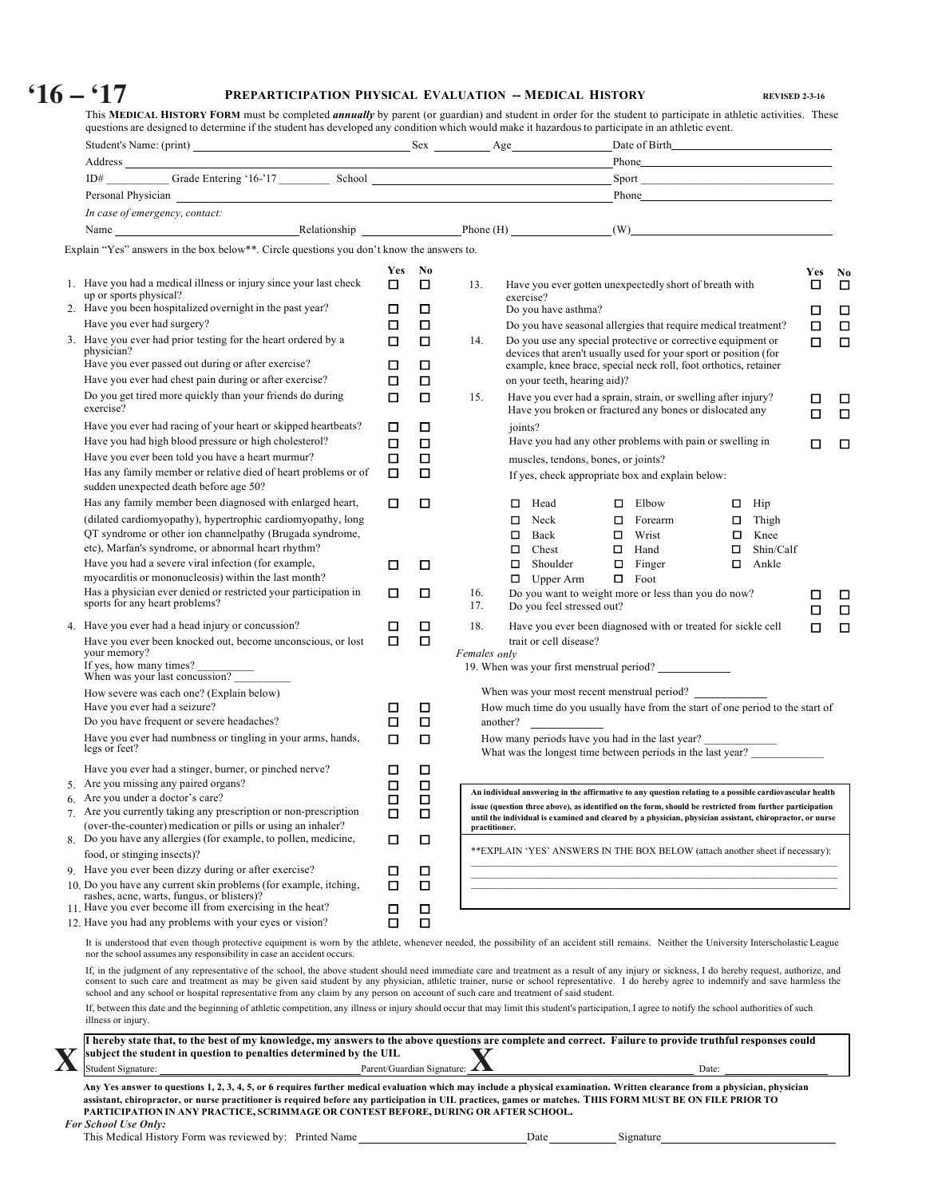# '16 – '17

## PREPARTICIPATION PHYSICAL EVALUATION -- MEDICAL HISTORY

REVISED 2-3-16

This **MEDICAL HISTORY FORM** must be completed ***annually*** by parent (or guardian) and student in order for the student to participate in athletic activities. These questions are designed to determine if the student has developed any condition which would make it hazardous to participate in an athletic event.

Student's Name: (print) ____________________ Sex ________ Age ________ Date of Birth ____________________

Address ____________________ Phone ____________________

ID# __________ Grade Entering '16-'17 ________ School ____________________ Sport ____________________

Personal Physician ____________________ Phone ____________________

*In case of emergency, contact:*

Name ____________________ Relationship ____________ Phone (H) ____________ (W) ____________

Explain "Yes" answers in the box below**. Circle questions you don't know the answers to.

| | Question | Yes | No |
|---|---|---|---|
| 1. | Have you had a medical illness or injury since your last check up or sports physical? | ☐ | ☐ |
| 2. | Have you been hospitalized overnight in the past year? | ☐ | ☐ |
| | Have you ever had surgery? | ☐ | ☐ |
| 3. | Have you ever had prior testing for the heart ordered by a physician? | ☐ | ☐ |
| | Have you ever passed out during or after exercise? | ☐ | ☐ |
| | Have you ever had chest pain during or after exercise? | ☐ | ☐ |
| | Do you get tired more quickly than your friends do during exercise? | ☐ | ☐ |
| | Have you ever had racing of your heart or skipped heartbeats? | ☐ | ☐ |
| | Have you had high blood pressure or high cholesterol? | ☐ | ☐ |
| | Have you ever been told you have a heart murmur? | ☐ | ☐ |
| | Has any family member or relative died of heart problems or of sudden unexpected death before age 50? | ☐ | ☐ |
| | Has any family member been diagnosed with enlarged heart, (dilated cardiomyopathy), hypertrophic cardiomyopathy, long QT syndrome or other ion channelpathy (Brugada syndrome, etc), Marfan's syndrome, or abnormal heart rhythm? | ☐ | ☐ |
| | Have you had a severe viral infection (for example, myocarditis or mononucleosis) within the last month? | ☐ | ☐ |
| | Has a physician ever denied or restricted your participation in sports for any heart problems? | ☐ | ☐ |
| 4. | Have you ever had a head injury or concussion? | ☐ | ☐ |
| | Have you ever been knocked out, become unconscious, or lost your memory? If yes, how many times? ________ When was your last concussion? ________ How severe was each one? (Explain below) | ☐ | ☐ |
| | Have you ever had a seizure? | ☐ | ☐ |
| | Do you have frequent or severe headaches? | ☐ | ☐ |
| | Have you ever had numbness or tingling in your arms, hands, legs or feet? | ☐ | ☐ |
| | Have you ever had a stinger, burner, or pinched nerve? | ☐ | ☐ |
| 5. | Are you missing any paired organs? | ☐ | ☐ |
| 6. | Are you under a doctor's care? | ☐ | ☐ |
| 7. | Are you currently taking any prescription or non-prescription (over-the-counter) medication or pills or using an inhaler? | ☐ | ☐ |
| 8. | Do you have any allergies (for example, to pollen, medicine, food, or stinging insects)? | ☐ | ☐ |
| 9. | Have you ever been dizzy during or after exercise? | ☐ | ☐ |
| 10. | Do you have any current skin problems (for example, itching, rashes, acne, warts, fungus, or blisters)? | ☐ | ☐ |
| 11. | Have you ever become ill from exercising in the heat? | ☐ | ☐ |
| 12. | Have you had any problems with your eyes or vision? | ☐ | ☐ |
| 13. | Have you ever gotten unexpectedly short of breath with exercise? | ☐ | ☐ |
| | Do you have asthma? | ☐ | ☐ |
| | Do you have seasonal allergies that require medical treatment? | ☐ | ☐ |
| 14. | Do you use any special protective or corrective equipment or devices that aren't usually used for your sport or position (for example, knee brace, special neck roll, foot orthotics, retainer on your teeth, hearing aid)? | ☐ | ☐ |
| 15. | Have you ever had a sprain, strain, or swelling after injury? | ☐ | ☐ |
| | Have you broken or fractured any bones or dislocated any joints? | ☐ | ☐ |
| | Have you had any other problems with pain or swelling in muscles, tendons, bones, or joints? | ☐ | ☐ |
| 16. | Do you want to weight more or less than you do now? | ☐ | ☐ |
| 17. | Do you feel stressed out? | ☐ | ☐ |
| 18. | Have you ever been diagnosed with or treated for sickle cell trait or cell disease? | ☐ | ☐ |

If yes, check appropriate box and explain below:

| | | |
|---|---|---|
| ☐ Head | ☐ Elbow | ☐ Hip |
| ☐ Neck | ☐ Forearm | ☐ Thigh |
| ☐ Back | ☐ Wrist | ☐ Knee |
| ☐ Chest | ☐ Hand | ☐ Shin/Calf |
| ☐ Shoulder | ☐ Finger | ☐ Ankle |
| ☐ Upper Arm | ☐ Foot | |

*Females only*

19. When was your first menstrual period? ____________

When was your most recent menstrual period? ____________

How much time do you usually have from the start of one period to the start of another? ____________

How many periods have you had in the last year? ____________

What was the longest time between periods in the last year? ____________

**An individual answering in the affirmative to any question relating to a possible cardiovascular health issue (question three above), as identified on the form, should be restricted from further participation until the individual is examined and cleared by a physician, physician assistant, chiropractor, or nurse practitioner.**

**EXPLAIN 'YES' ANSWERS IN THE BOX BELOW (attach another sheet if necessary):

______________________________________________

______________________________________________

______________________________________________

It is understood that even though protective equipment is worn by the athlete, whenever needed, the possibility of an accident still remains. Neither the University Interscholastic League nor the school assumes any responsibility in case an accident occurs.

If, in the judgment of any representative of the school, the above student should need immediate care and treatment as a result of any injury or sickness, I do hereby request, authorize, and consent to such care and treatment as may be given said student by any physician, athletic trainer, nurse or school representative. I do hereby agree to indemnify and save harmless the school and any school or hospital representative from any claim by any person on account of such care and treatment of said student.

If, between this date and the beginning of athletic competition, any illness or injury should occur that may limit this student's participation, I agree to notify the school authorities of such illness or injury.

**I hereby state that, to the best of my knowledge, my answers to the above questions are complete and correct. Failure to provide truthful responses could subject the student in question to penalties determined by the UIL**

**X** Student Signature: ____________________ Parent/Guardian Signature: **X** ____________________ Date: ____________

**Any Yes answer to questions 1, 2, 3, 4, 5, or 6 requires further medical evaluation which may include a physical examination. Written clearance from a physician, physician assistant, chiropractor, or nurse practitioner is required before any participation in UIL practices, games or matches. THIS FORM MUST BE ON FILE PRIOR TO PARTICIPATION IN ANY PRACTICE, SCRIMMAGE OR CONTEST BEFORE, DURING OR AFTER SCHOOL.**

***For School Use Only:***

This Medical History Form was reviewed by: Printed Name ____________________ Date ____________ Signature ____________________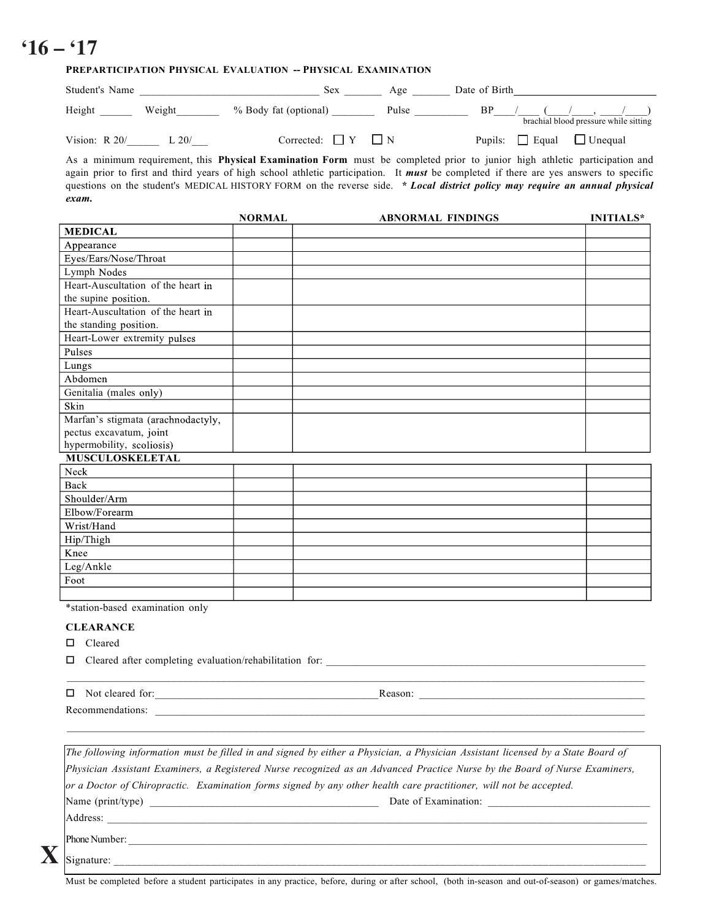# '16 – '17

## PREPARTICIPATION PHYSICAL EVALUATION -- PHYSICAL EXAMINATION

Student's Name ________________________________ Sex _______ Age _______ Date of Birth__________________________

Height ______ Weight________ % Body fat (optional) ________ Pulse __________ BP____/____ (____/____, ____/____)
brachial blood pressure while sitting

Vision: R 20/______ L 20/___ Corrected: ☐ Y ☐ N Pupils: ☐ Equal ☐ Unequal

As a minimum requirement, this **Physical Examination Form** must be completed prior to junior high athletic participation and again prior to first and third years of high school athletic participation. It ***must*** be completed if there are yes answers to specific questions on the student's MEDICAL HISTORY FORM on the reverse side. ***\* Local district policy may require an annual physical exam.***

| | NORMAL | ABNORMAL FINDINGS | INITIALS* |
|---|---|---|---|
| **MEDICAL** | | | |
| Appearance | | | |
| Eyes/Ears/Nose/Throat | | | |
| Lymph Nodes | | | |
| Heart-Auscultation of the heart in the supine position. | | | |
| Heart-Auscultation of the heart in the standing position. | | | |
| Heart-Lower extremity pulses | | | |
| Pulses | | | |
| Lungs | | | |
| Abdomen | | | |
| Genitalia (males only) | | | |
| Skin | | | |
| Marfan's stigmata (arachnodactyly, pectus excavatum, joint hypermobility, scoliosis) | | | |
| **MUSCULOSKELETAL** | | | |
| Neck | | | |
| Back | | | |
| Shoulder/Arm | | | |
| Elbow/Forearm | | | |
| Wrist/Hand | | | |
| Hip/Thigh | | | |
| Knee | | | |
| Leg/Ankle | | | |
| Foot | | | |
| | | | |

*station-based examination only

**CLEARANCE**

☐ Cleared

☐ Cleared after completing evaluation/rehabilitation for: ____________________________________________________________

______________________________________________________________________________________________________

☐ Not cleared for:__________________________________________Reason: ___________________________________________

Recommendations: ______________________________________________________________________________________

______________________________________________________________________________________________________

*The following information must be filled in and signed by either a Physician, a Physician Assistant licensed by a State Board of Physician Assistant Examiners, a Registered Nurse recognized as an Advanced Practice Nurse by the Board of Nurse Examiners, or a Doctor of Chiropractic. Examination forms signed by any other health care practitioner, will not be accepted.*

Name (print/type) __________________________________________ Date of Examination: ______________________________

Address: ________________________________________________________________________________________________

Phone Number: ___________________________________________________________________________________________

**X** Signature: _____________________________________________________________________________________________

Must be completed before a student participates in any practice, before, during or after school, (both in-season and out-of-season) or games/matches.